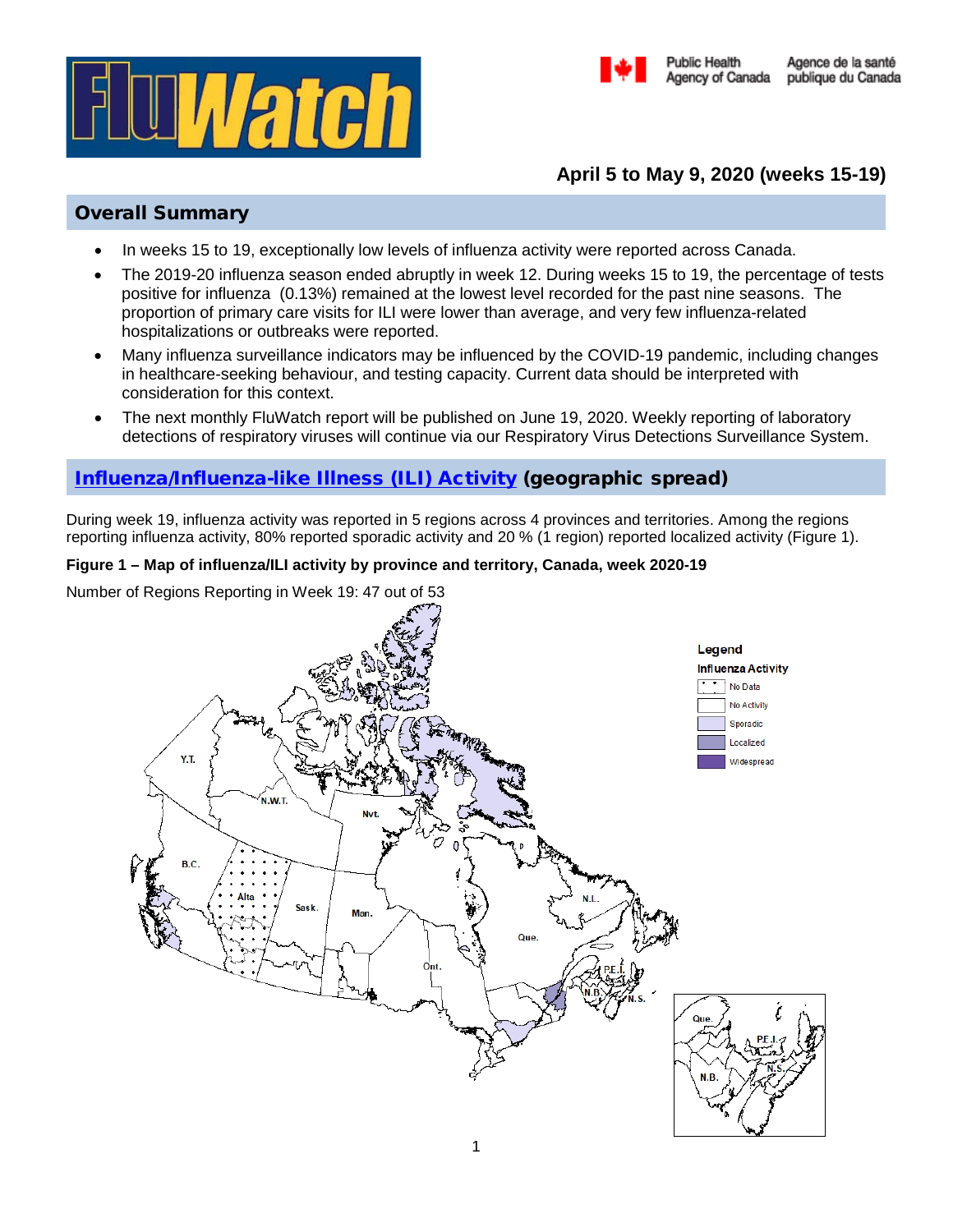# FluWatch

Public Health Agency of Canada / Agence de la santé publique du Canada

**April 5 to May 9, 2020 (weeks 15-19)**

## Overall Summary

- In weeks 15 to 19, exceptionally low levels of influenza activity were reported across Canada.
- The 2019-20 influenza season ended abruptly in week 12. During weeks 15 to 19, the percentage of tests positive for influenza (0.13%) remained at the lowest level recorded for the past nine seasons. The proportion of primary care visits for ILI were lower than average, and very few influenza-related hospitalizations or outbreaks were reported.
- Many influenza surveillance indicators may be influenced by the COVID-19 pandemic, including changes in healthcare-seeking behaviour, and testing capacity. Current data should be interpreted with consideration for this context.
- The next monthly FluWatch report will be published on June 19, 2020. Weekly reporting of laboratory detections of respiratory viruses will continue via our Respiratory Virus Detections Surveillance System.

## Influenza/Influenza-like Illness (ILI) Activity (geographic spread)

During week 19, influenza activity was reported in 5 regions across 4 provinces and territories. Among the regions reporting influenza activity, 80% reported sporadic activity and 20 % (1 region) reported localized activity (Figure 1).

**Figure 1 – Map of influenza/ILI activity by province and territory, Canada, week 2020-19**

Number of Regions Reporting in Week 19: 47 out of 53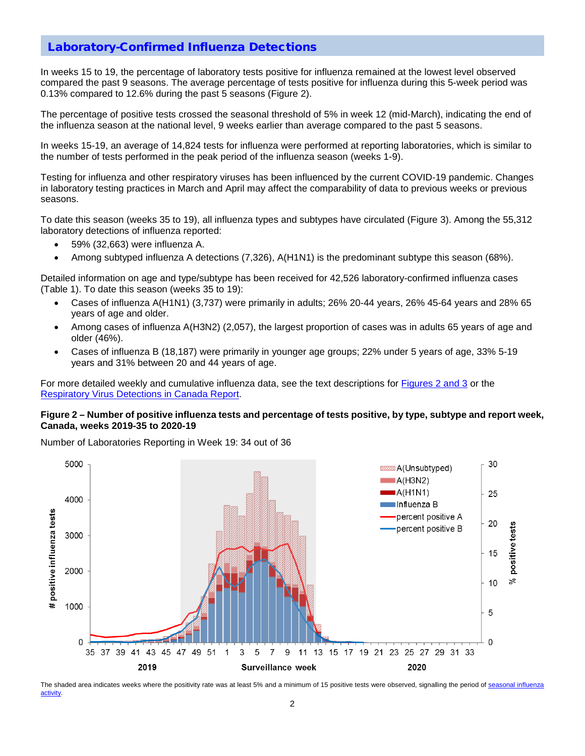## Laboratory-Confirmed Influenza Detections

In weeks 15 to 19, the percentage of laboratory tests positive for influenza remained at the lowest level observed compared the past 9 seasons. The average percentage of tests positive for influenza during this 5-week period was 0.13% compared to 12.6% during the past 5 seasons (Figure 2).

The percentage of positive tests crossed the seasonal threshold of 5% in week 12 (mid-March), indicating the end of the influenza season at the national level, 9 weeks earlier than average compared to the past 5 seasons.

In weeks 15-19, an average of 14,824 tests for influenza were performed at reporting laboratories, which is similar to the number of tests performed in the peak period of the influenza season (weeks 1-9).

Testing for influenza and other respiratory viruses has been influenced by the current COVID-19 pandemic. Changes in laboratory testing practices in March and April may affect the comparability of data to previous weeks or previous seasons.

To date this season (weeks 35 to 19), all influenza types and subtypes have circulated (Figure 3). Among the 55,312 laboratory detections of influenza reported:

- 59% (32,663) were influenza A.
- Among subtyped influenza A detections (7,326), A(H1N1) is the predominant subtype this season (68%).

Detailed information on age and type/subtype has been received for 42,526 laboratory-confirmed influenza cases (Table 1). To date this season (weeks 35 to 19):

- Cases of influenza A(H1N1) (3,737) were primarily in adults; 26% 20-44 years, 26% 45-64 years and 28% 65 years of age and older.
- Among cases of influenza A(H3N2) (2,057), the largest proportion of cases was in adults 65 years of age and older (46%).
- Cases of influenza B (18,187) were primarily in younger age groups; 22% under 5 years of age, 33% 5-19 years and 31% between 20 and 44 years of age.

For more detailed weekly and cumulative influenza data, see the text descriptions for Figures 2 and 3 or the Respiratory Virus Detections in Canada Report.

**Figure 2 – Number of positive influenza tests and percentage of tests positive, by type, subtype and report week, Canada, weeks 2019-35 to 2020-19**

Number of Laboratories Reporting in Week 19: 34 out of 36

The shaded area indicates weeks where the positivity rate was at least 5% and a minimum of 15 positive tests were observed, signalling the period of seasonal influenza activity.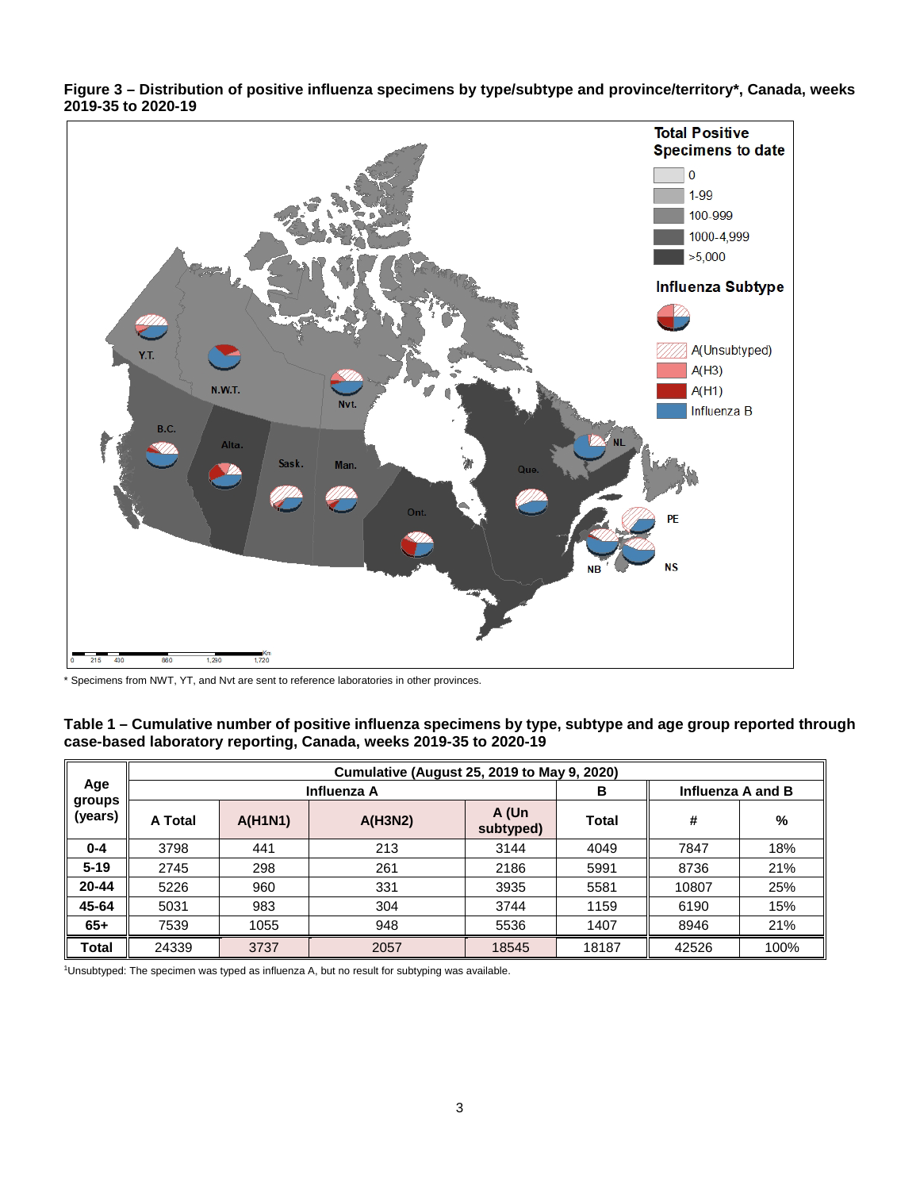**Figure 3 – Distribution of positive influenza specimens by type/subtype and province/territory*, Canada, weeks 2019-35 to 2020-19**

* Specimens from NWT, YT, and Nvt are sent to reference laboratories in other provinces.

**Table 1 – Cumulative number of positive influenza specimens by type, subtype and age group reported through case-based laboratory reporting, Canada, weeks 2019-35 to 2020-19**

| Age groups (years) | Cumulative (August 25, 2019 to May 9, 2020) | | | | | | |
|---|---|---|---|---|---|---|---|
| | Influenza A | | | | B | Influenza A and B | |
| | A Total | A(H1N1) | A(H3N2) | A (Un subtyped) | Total | # | % |
| 0-4 | 3798 | 441 | 213 | 3144 | 4049 | 7847 | 18% |
| 5-19 | 2745 | 298 | 261 | 2186 | 5991 | 8736 | 21% |
| 20-44 | 5226 | 960 | 331 | 3935 | 5581 | 10807 | 25% |
| 45-64 | 5031 | 983 | 304 | 3744 | 1159 | 6190 | 15% |
| 65+ | 7539 | 1055 | 948 | 5536 | 1407 | 8946 | 21% |
| **Total** | 24339 | 3737 | 2057 | 18545 | 18187 | 42526 | 100% |

[1]Unsubtyped: The specimen was typed as influenza A, but no result for subtyping was available.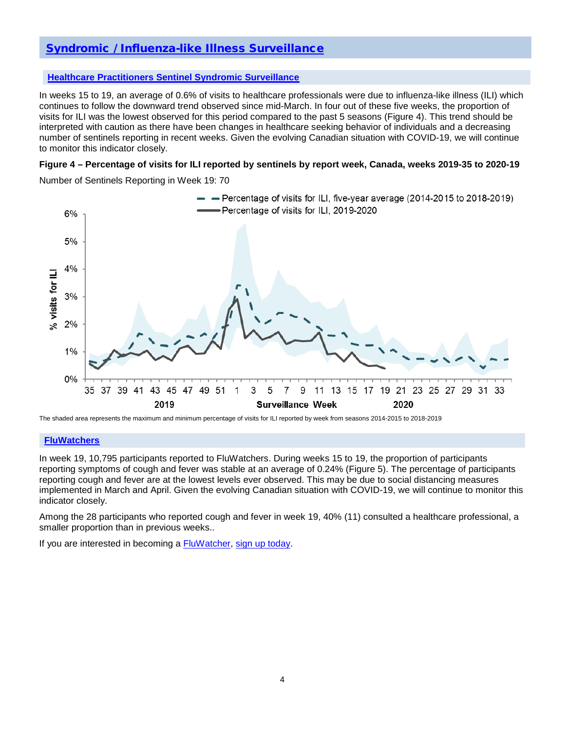# Syndromic / Influenza-like Illness Surveillance

## Healthcare Practitioners Sentinel Syndromic Surveillance

In weeks 15 to 19, an average of 0.6% of visits to healthcare professionals were due to influenza-like illness (ILI) which continues to follow the downward trend observed since mid-March. In four out of these five weeks, the proportion of visits for ILI was the lowest observed for this period compared to the past 5 seasons (Figure 4). This trend should be interpreted with caution as there have been changes in healthcare seeking behavior of individuals and a decreasing number of sentinels reporting in recent weeks. Given the evolving Canadian situation with COVID-19, we will continue to monitor this indicator closely.

**Figure 4 – Percentage of visits for ILI reported by sentinels by report week, Canada, weeks 2019-35 to 2020-19**

Number of Sentinels Reporting in Week 19: 70

The shaded area represents the maximum and minimum percentage of visits for ILI reported by week from seasons 2014-2015 to 2018-2019

## FluWatchers

In week 19, 10,795 participants reported to FluWatchers. During weeks 15 to 19, the proportion of participants reporting symptoms of cough and fever was stable at an average of 0.24% (Figure 5). The percentage of participants reporting cough and fever are at the lowest levels ever observed. This may be due to social distancing measures implemented in March and April. Given the evolving Canadian situation with COVID-19, we will continue to monitor this indicator closely.

Among the 28 participants who reported cough and fever in week 19, 40% (11) consulted a healthcare professional, a smaller proportion than in previous weeks..

If you are interested in becoming a FluWatcher, sign up today.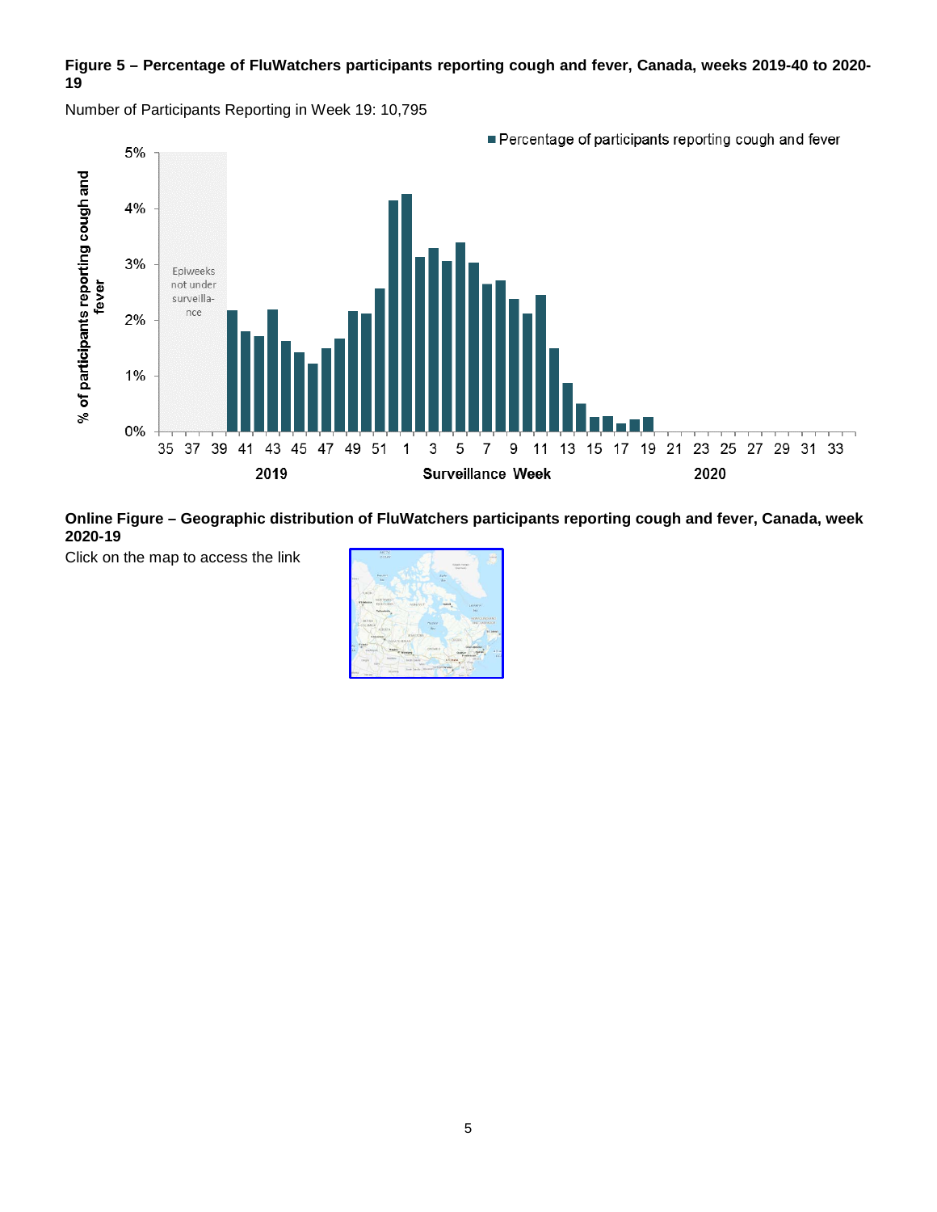**Figure 5 – Percentage of FluWatchers participants reporting cough and fever, Canada, weeks 2019-40 to 2020-19**

Number of Participants Reporting in Week 19: 10,795

**Online Figure – Geographic distribution of FluWatchers participants reporting cough and fever, Canada, week 2020-19**

Click on the map to access the link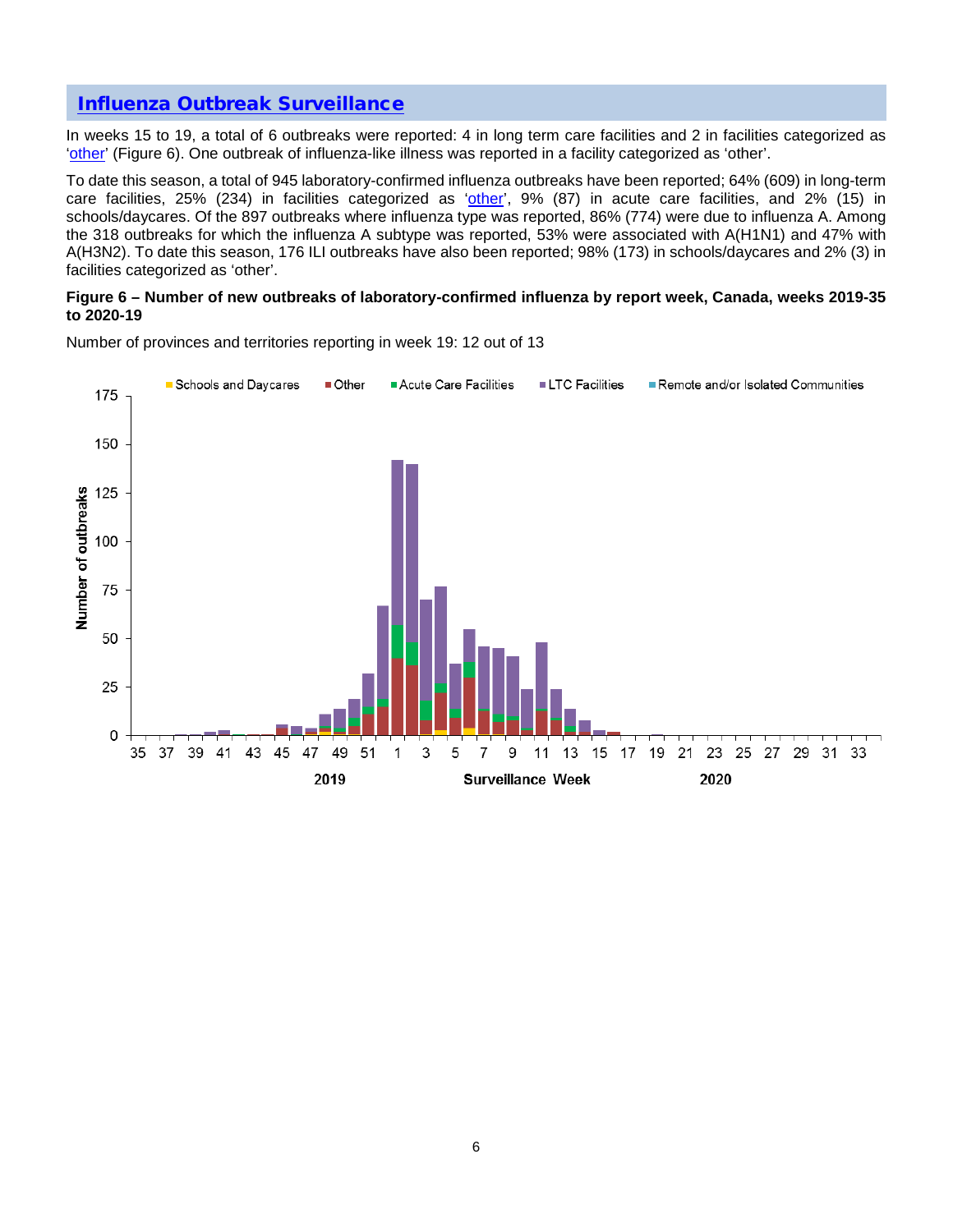## Influenza Outbreak Surveillance

In weeks 15 to 19, a total of 6 outbreaks were reported: 4 in long term care facilities and 2 in facilities categorized as 'other' (Figure 6). One outbreak of influenza-like illness was reported in a facility categorized as 'other'.

To date this season, a total of 945 laboratory-confirmed influenza outbreaks have been reported; 64% (609) in long-term care facilities, 25% (234) in facilities categorized as 'other', 9% (87) in acute care facilities, and 2% (15) in schools/daycares. Of the 897 outbreaks where influenza type was reported, 86% (774) were due to influenza A. Among the 318 outbreaks for which the influenza A subtype was reported, 53% were associated with A(H1N1) and 47% with A(H3N2). To date this season, 176 ILI outbreaks have also been reported; 98% (173) in schools/daycares and 2% (3) in facilities categorized as 'other'.

**Figure 6 – Number of new outbreaks of laboratory-confirmed influenza by report week, Canada, weeks 2019-35 to 2020-19**

Number of provinces and territories reporting in week 19: 12 out of 13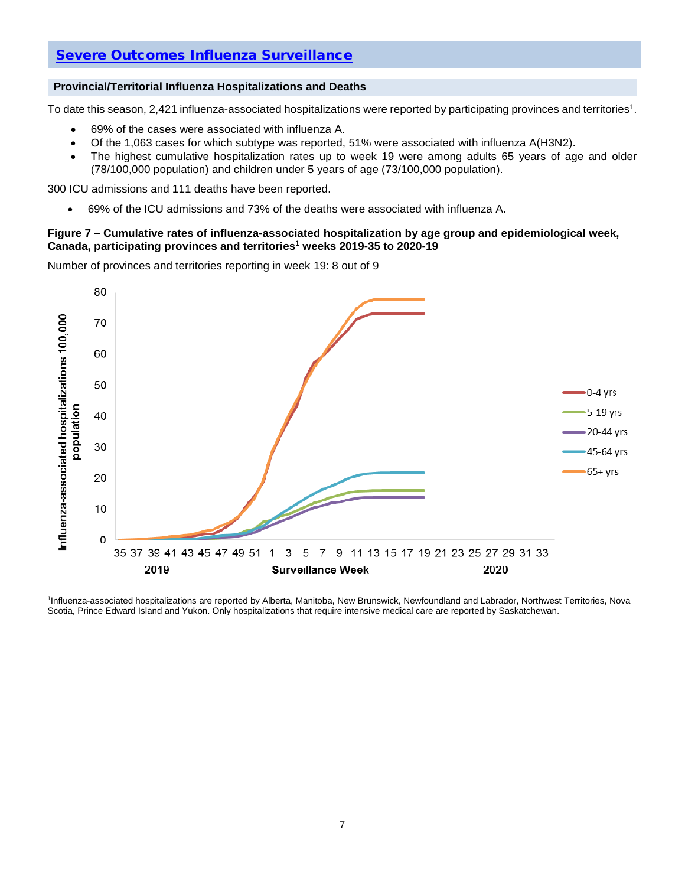## Severe Outcomes Influenza Surveillance

### Provincial/Territorial Influenza Hospitalizations and Deaths

To date this season, 2,421 influenza-associated hospitalizations were reported by participating provinces and territories[1].

- 69% of the cases were associated with influenza A.
- Of the 1,063 cases for which subtype was reported, 51% were associated with influenza A(H3N2).
- The highest cumulative hospitalization rates up to week 19 were among adults 65 years of age and older (78/100,000 population) and children under 5 years of age (73/100,000 population).

300 ICU admissions and 111 deaths have been reported.

- 69% of the ICU admissions and 73% of the deaths were associated with influenza A.

**Figure 7 – Cumulative rates of influenza-associated hospitalization by age group and epidemiological week, Canada, participating provinces and territories[1] weeks 2019-35 to 2020-19**

Number of provinces and territories reporting in week 19: 8 out of 9

[1]Influenza-associated hospitalizations are reported by Alberta, Manitoba, New Brunswick, Newfoundland and Labrador, Northwest Territories, Nova Scotia, Prince Edward Island and Yukon. Only hospitalizations that require intensive medical care are reported by Saskatchewan.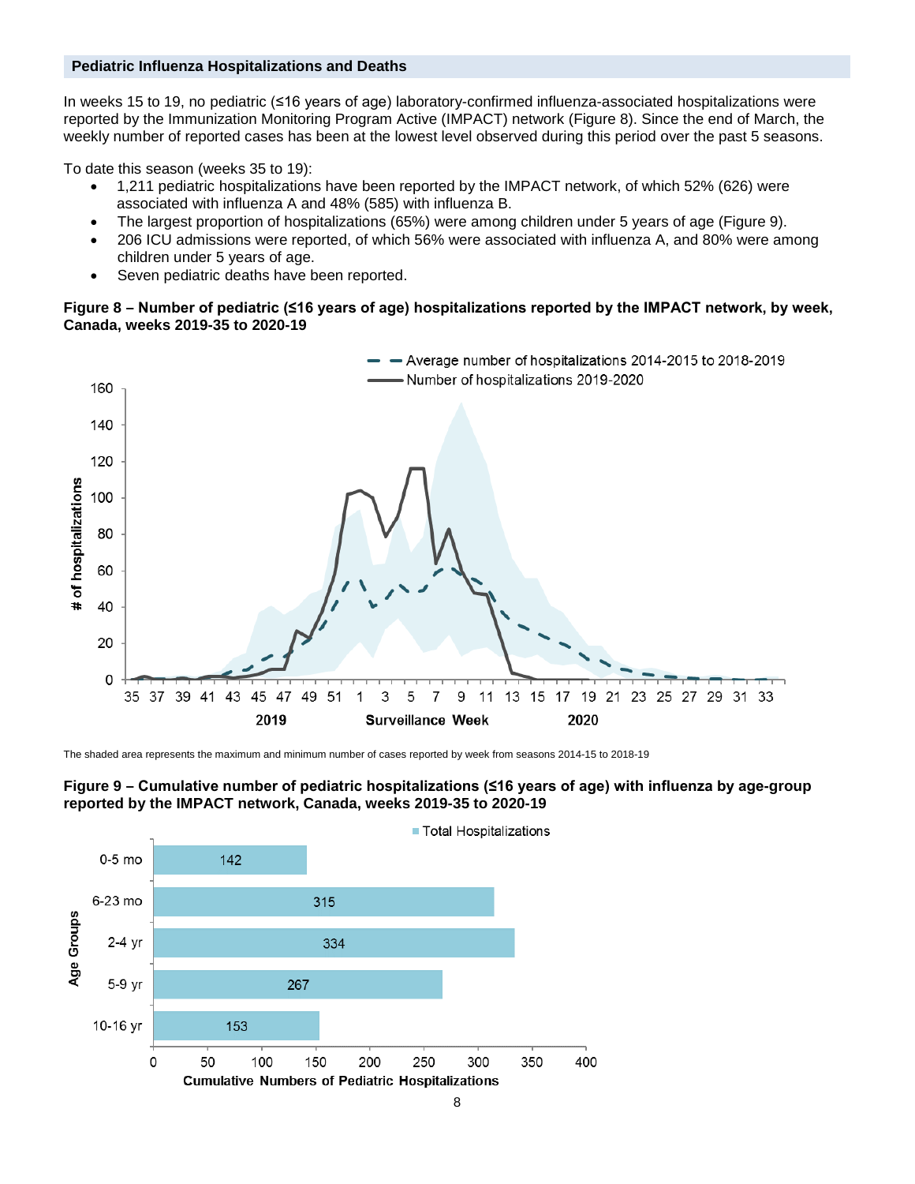## Pediatric Influenza Hospitalizations and Deaths

In weeks 15 to 19, no pediatric (≤16 years of age) laboratory-confirmed influenza-associated hospitalizations were reported by the Immunization Monitoring Program Active (IMPACT) network (Figure 8). Since the end of March, the weekly number of reported cases has been at the lowest level observed during this period over the past 5 seasons.

To date this season (weeks 35 to 19):

- 1,211 pediatric hospitalizations have been reported by the IMPACT network, of which 52% (626) were associated with influenza A and 48% (585) with influenza B.
- The largest proportion of hospitalizations (65%) were among children under 5 years of age (Figure 9).
- 206 ICU admissions were reported, of which 56% were associated with influenza A, and 80% were among children under 5 years of age.
- Seven pediatric deaths have been reported.

**Figure 8 – Number of pediatric (≤16 years of age) hospitalizations reported by the IMPACT network, by week, Canada, weeks 2019-35 to 2020-19**

The shaded area represents the maximum and minimum number of cases reported by week from seasons 2014-15 to 2018-19

**Figure 9 – Cumulative number of pediatric hospitalizations (≤16 years of age) with influenza by age-group reported by the IMPACT network, Canada, weeks 2019-35 to 2020-19**

| Age Groups | Total Hospitalizations |
|---|---|
| 0-5 mo | 142 |
| 6-23 mo | 315 |
| 2-4 yr | 334 |
| 5-9 yr | 267 |
| 10-16 yr | 153 |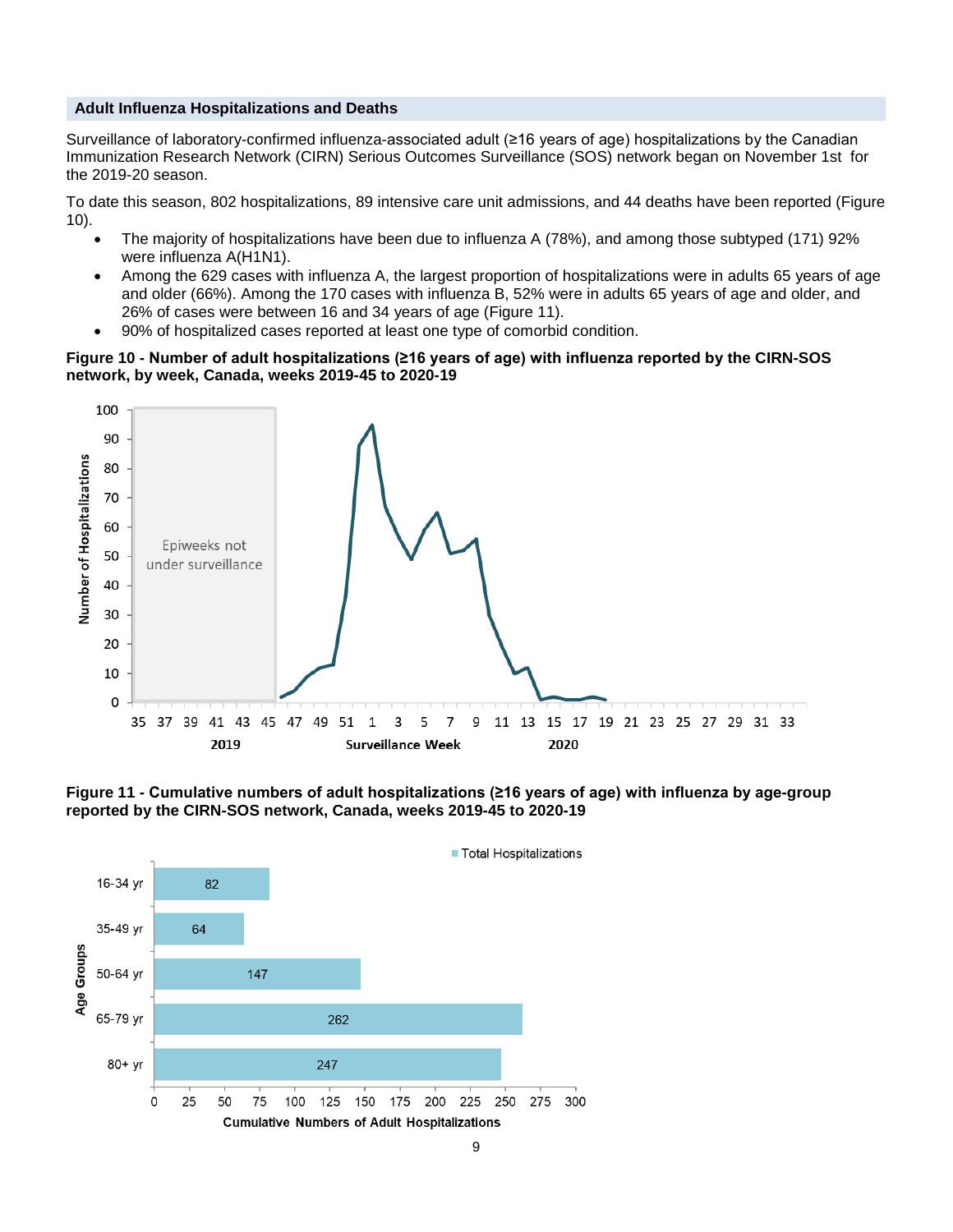## Adult Influenza Hospitalizations and Deaths

Surveillance of laboratory-confirmed influenza-associated adult (≥16 years of age) hospitalizations by the Canadian Immunization Research Network (CIRN) Serious Outcomes Surveillance (SOS) network began on November 1st for the 2019-20 season.

To date this season, 802 hospitalizations, 89 intensive care unit admissions, and 44 deaths have been reported (Figure 10).

- The majority of hospitalizations have been due to influenza A (78%), and among those subtyped (171) 92% were influenza A(H1N1).
- Among the 629 cases with influenza A, the largest proportion of hospitalizations were in adults 65 years of age and older (66%). Among the 170 cases with influenza B, 52% were in adults 65 years of age and older, and 26% of cases were between 16 and 34 years of age (Figure 11).
- 90% of hospitalized cases reported at least one type of comorbid condition.

**Figure 10 - Number of adult hospitalizations (≥16 years of age) with influenza reported by the CIRN-SOS network, by week, Canada, weeks 2019-45 to 2020-19**

**Figure 11 - Cumulative numbers of adult hospitalizations (≥16 years of age) with influenza by age-group reported by the CIRN-SOS network, Canada, weeks 2019-45 to 2020-19**

| Age Groups | Total Hospitalizations |
|---|---|
| 16-34 yr | 82 |
| 35-49 yr | 64 |
| 50-64 yr | 147 |
| 65-79 yr | 262 |
| 80+ yr | 247 |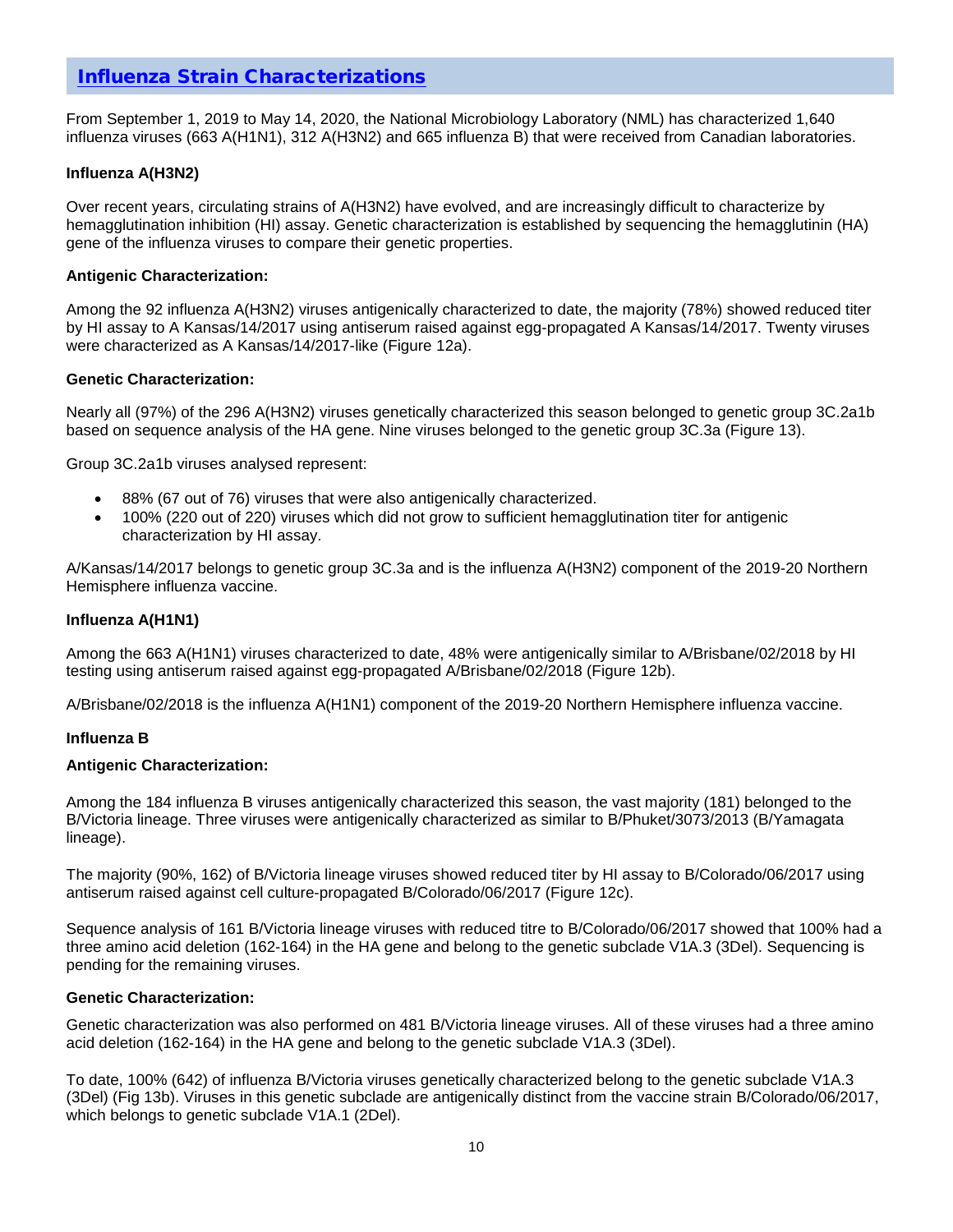## Influenza Strain Characterizations

From September 1, 2019 to May 14, 2020, the National Microbiology Laboratory (NML) has characterized 1,640 influenza viruses (663 A(H1N1), 312 A(H3N2) and 665 influenza B) that were received from Canadian laboratories.

### Influenza A(H3N2)

Over recent years, circulating strains of A(H3N2) have evolved, and are increasingly difficult to characterize by hemagglutination inhibition (HI) assay. Genetic characterization is established by sequencing the hemagglutinin (HA) gene of the influenza viruses to compare their genetic properties.

**Antigenic Characterization:**

Among the 92 influenza A(H3N2) viruses antigenically characterized to date, the majority (78%) showed reduced titer by HI assay to A Kansas/14/2017 using antiserum raised against egg-propagated A Kansas/14/2017. Twenty viruses were characterized as A Kansas/14/2017-like (Figure 12a).

**Genetic Characterization:**

Nearly all (97%) of the 296 A(H3N2) viruses genetically characterized this season belonged to genetic group 3C.2a1b based on sequence analysis of the HA gene. Nine viruses belonged to the genetic group 3C.3a (Figure 13).

Group 3C.2a1b viruses analysed represent:

- 88% (67 out of 76) viruses that were also antigenically characterized.
- 100% (220 out of 220) viruses which did not grow to sufficient hemagglutination titer for antigenic characterization by HI assay.

A/Kansas/14/2017 belongs to genetic group 3C.3a and is the influenza A(H3N2) component of the 2019-20 Northern Hemisphere influenza vaccine.

### Influenza A(H1N1)

Among the 663 A(H1N1) viruses characterized to date, 48% were antigenically similar to A/Brisbane/02/2018 by HI testing using antiserum raised against egg-propagated A/Brisbane/02/2018 (Figure 12b).

A/Brisbane/02/2018 is the influenza A(H1N1) component of the 2019-20 Northern Hemisphere influenza vaccine.

### Influenza B

**Antigenic Characterization:**

Among the 184 influenza B viruses antigenically characterized this season, the vast majority (181) belonged to the B/Victoria lineage. Three viruses were antigenically characterized as similar to B/Phuket/3073/2013 (B/Yamagata lineage).

The majority (90%, 162) of B/Victoria lineage viruses showed reduced titer by HI assay to B/Colorado/06/2017 using antiserum raised against cell culture-propagated B/Colorado/06/2017 (Figure 12c).

Sequence analysis of 161 B/Victoria lineage viruses with reduced titre to B/Colorado/06/2017 showed that 100% had a three amino acid deletion (162-164) in the HA gene and belong to the genetic subclade V1A.3 (3Del). Sequencing is pending for the remaining viruses.

**Genetic Characterization:**

Genetic characterization was also performed on 481 B/Victoria lineage viruses. All of these viruses had a three amino acid deletion (162-164) in the HA gene and belong to the genetic subclade V1A.3 (3Del).

To date, 100% (642) of influenza B/Victoria viruses genetically characterized belong to the genetic subclade V1A.3 (3Del) (Fig 13b). Viruses in this genetic subclade are antigenically distinct from the vaccine strain B/Colorado/06/2017, which belongs to genetic subclade V1A.1 (2Del).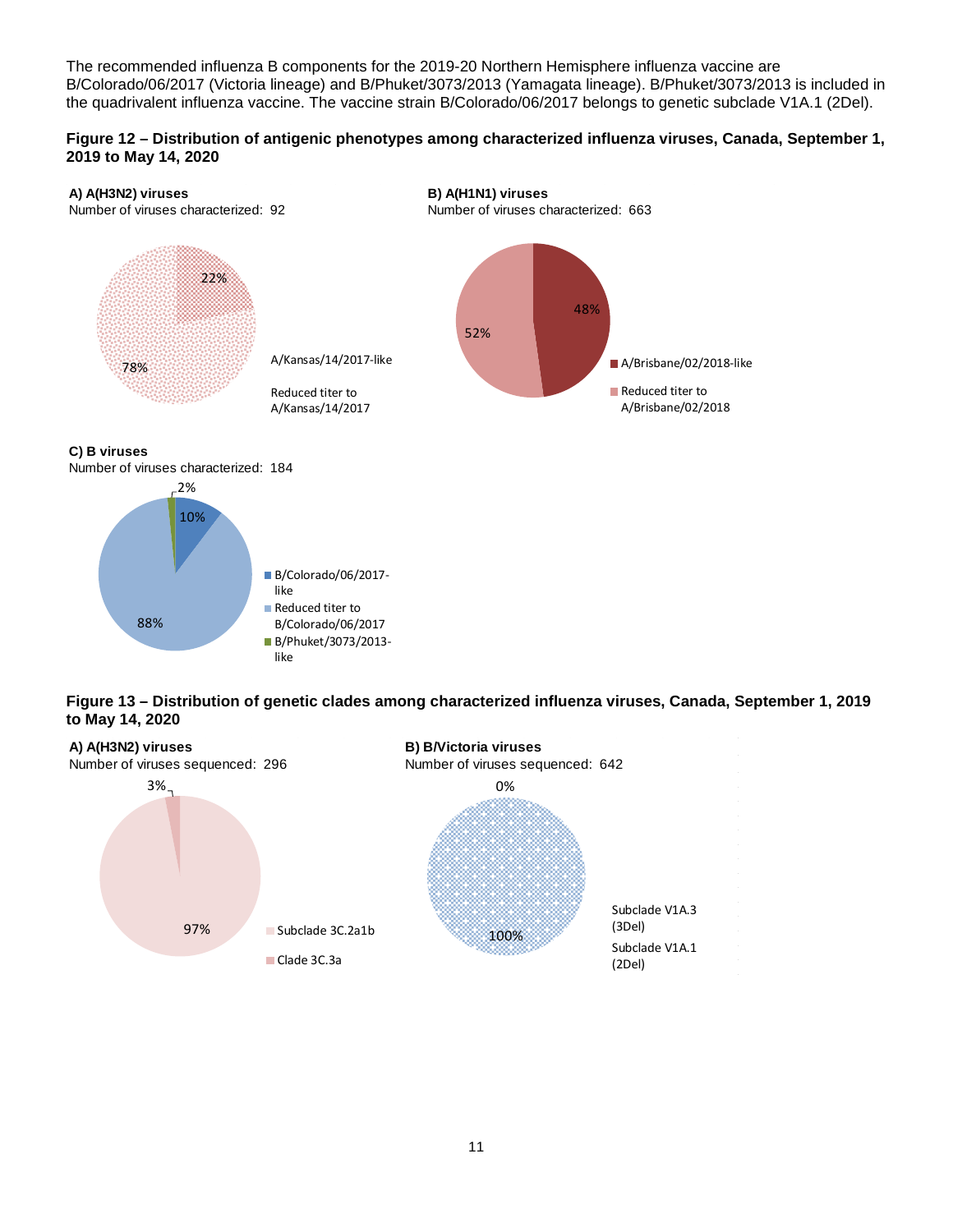The recommended influenza B components for the 2019-20 Northern Hemisphere influenza vaccine are B/Colorado/06/2017 (Victoria lineage) and B/Phuket/3073/2013 (Yamagata lineage). B/Phuket/3073/2013 is included in the quadrivalent influenza vaccine. The vaccine strain B/Colorado/06/2017 belongs to genetic subclade V1A.1 (2Del).

**Figure 12 – Distribution of antigenic phenotypes among characterized influenza viruses, Canada, September 1, 2019 to May 14, 2020**

**A) A(H3N2) viruses**
Number of viruses characterized: 92

- A/Kansas/14/2017-like: 22%
- Reduced titer to A/Kansas/14/2017: 78%

**B) A(H1N1) viruses**
Number of viruses characterized: 663

- A/Brisbane/02/2018-like: 48%
- Reduced titer to A/Brisbane/02/2018: 52%

**C) B viruses**
Number of viruses characterized: 184

- B/Colorado/06/2017-like: 10%
- Reduced titer to B/Colorado/06/2017: 88%
- B/Phuket/3073/2013-like: 2%

**Figure 13 – Distribution of genetic clades among characterized influenza viruses, Canada, September 1, 2019 to May 14, 2020**

**A) A(H3N2) viruses**
Number of viruses sequenced: 296

- Subclade 3C.2a1b: 97%
- Clade 3C.3a: 3%

**B) B/Victoria viruses**
Number of viruses sequenced: 642

- Subclade V1A.3 (3Del): 100%
- Subclade V1A.1 (2Del): 0%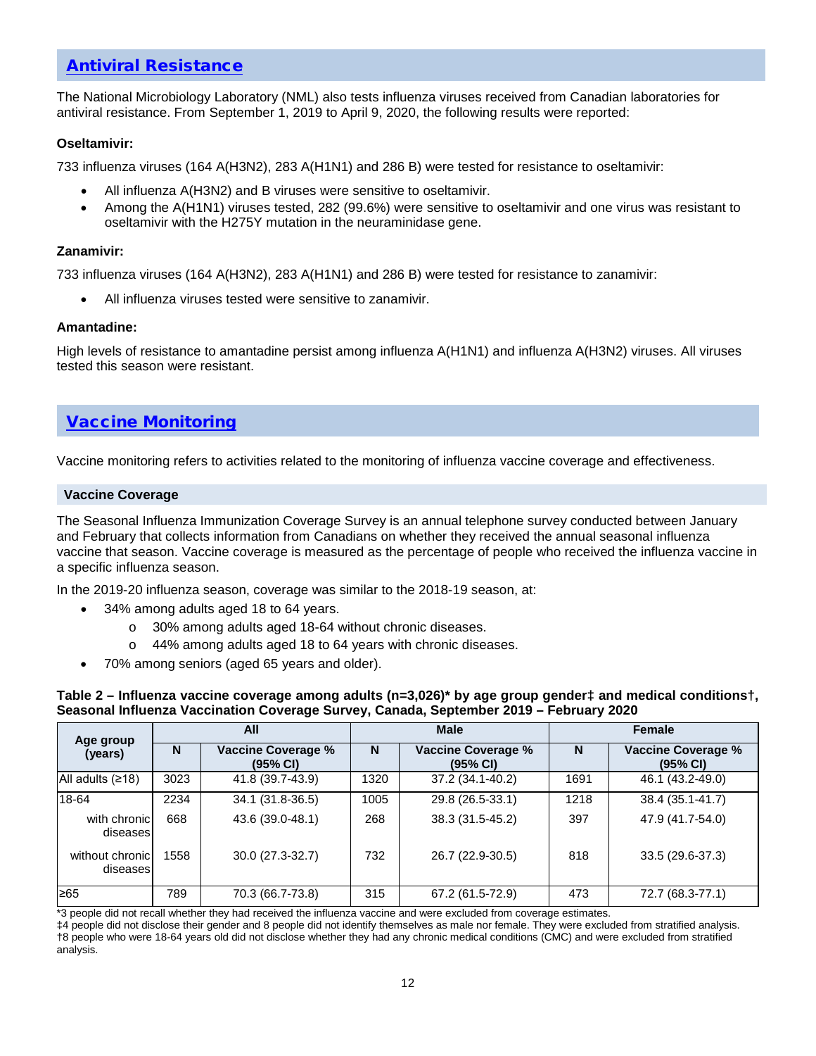## Antiviral Resistance

The National Microbiology Laboratory (NML) also tests influenza viruses received from Canadian laboratories for antiviral resistance. From September 1, 2019 to April 9, 2020, the following results were reported:

**Oseltamivir:**

733 influenza viruses (164 A(H3N2), 283 A(H1N1) and 286 B) were tested for resistance to oseltamivir:

- All influenza A(H3N2) and B viruses were sensitive to oseltamivir.
- Among the A(H1N1) viruses tested, 282 (99.6%) were sensitive to oseltamivir and one virus was resistant to oseltamivir with the H275Y mutation in the neuraminidase gene.

**Zanamivir:**

733 influenza viruses (164 A(H3N2), 283 A(H1N1) and 286 B) were tested for resistance to zanamivir:

- All influenza viruses tested were sensitive to zanamivir.

**Amantadine:**

High levels of resistance to amantadine persist among influenza A(H1N1) and influenza A(H3N2) viruses. All viruses tested this season were resistant.

## Vaccine Monitoring

Vaccine monitoring refers to activities related to the monitoring of influenza vaccine coverage and effectiveness.

### Vaccine Coverage

The Seasonal Influenza Immunization Coverage Survey is an annual telephone survey conducted between January and February that collects information from Canadians on whether they received the annual seasonal influenza vaccine that season. Vaccine coverage is measured as the percentage of people who received the influenza vaccine in a specific influenza season.

In the 2019-20 influenza season, coverage was similar to the 2018-19 season, at:

- 34% among adults aged 18 to 64 years.
  - 30% among adults aged 18-64 without chronic diseases.
  - 44% among adults aged 18 to 64 years with chronic diseases.
- 70% among seniors (aged 65 years and older).

**Table 2 – Influenza vaccine coverage among adults (n=3,026)* by age group gender‡ and medical conditions†, Seasonal Influenza Vaccination Coverage Survey, Canada, September 2019 – February 2020**

| Age group (years) | All | | Male | | Female | |
|---|---|---|---|---|---|---|
| | N | Vaccine Coverage % (95% CI) | N | Vaccine Coverage % (95% CI) | N | Vaccine Coverage % (95% CI) |
| All adults (≥18) | 3023 | 41.8 (39.7-43.9) | 1320 | 37.2 (34.1-40.2) | 1691 | 46.1 (43.2-49.0) |
| 18-64 | 2234 | 34.1 (31.8-36.5) | 1005 | 29.8 (26.5-33.1) | 1218 | 38.4 (35.1-41.7) |
| with chronic diseases | 668 | 43.6 (39.0-48.1) | 268 | 38.3 (31.5-45.2) | 397 | 47.9 (41.7-54.0) |
| without chronic diseases | 1558 | 30.0 (27.3-32.7) | 732 | 26.7 (22.9-30.5) | 818 | 33.5 (29.6-37.3) |
| ≥65 | 789 | 70.3 (66.7-73.8) | 315 | 67.2 (61.5-72.9) | 473 | 72.7 (68.3-77.1) |

*3 people did not recall whether they had received the influenza vaccine and were excluded from coverage estimates.
‡4 people did not disclose their gender and 8 people did not identify themselves as male nor female. They were excluded from stratified analysis.
†8 people who were 18-64 years old did not disclose whether they had any chronic medical conditions (CMC) and were excluded from stratified analysis.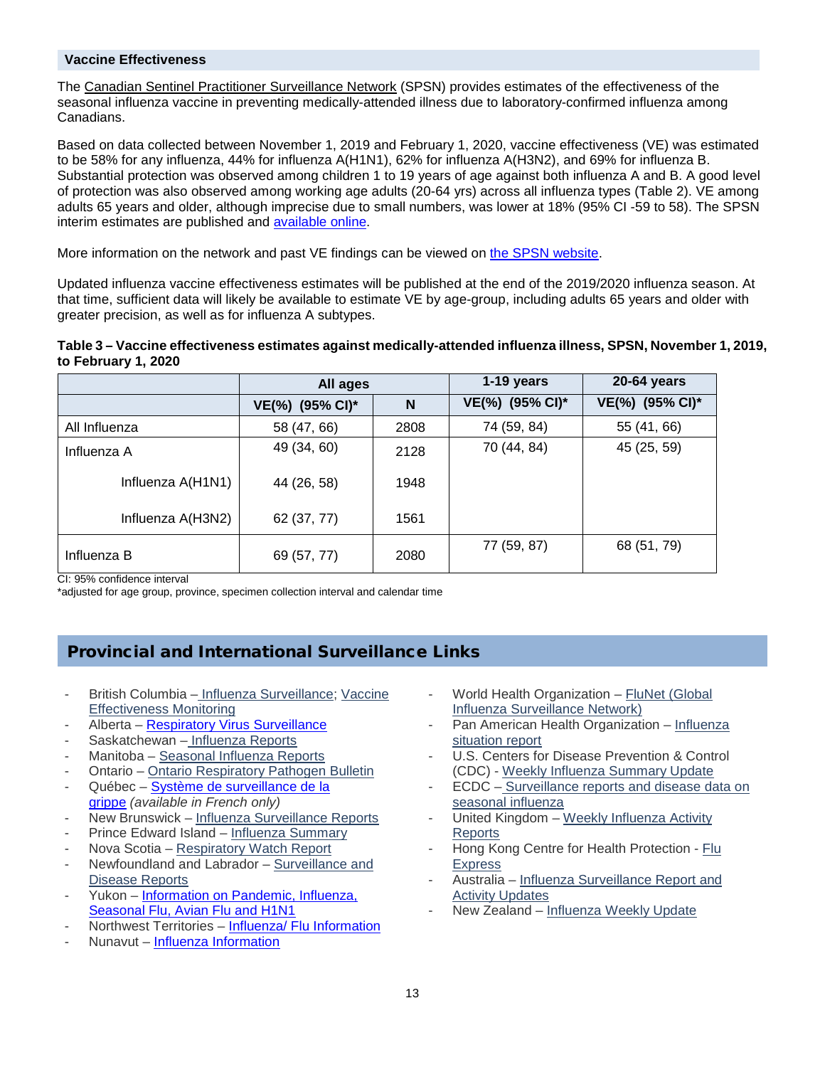## Vaccine Effectiveness

The Canadian Sentinel Practitioner Surveillance Network (SPSN) provides estimates of the effectiveness of the seasonal influenza vaccine in preventing medically-attended illness due to laboratory-confirmed influenza among Canadians.

Based on data collected between November 1, 2019 and February 1, 2020, vaccine effectiveness (VE) was estimated to be 58% for any influenza, 44% for influenza A(H1N1), 62% for influenza A(H3N2), and 69% for influenza B. Substantial protection was observed among children 1 to 19 years of age against both influenza A and B. A good level of protection was also observed among working age adults (20-64 yrs) across all influenza types (Table 2). VE among adults 65 years and older, although imprecise due to small numbers, was lower at 18% (95% CI -59 to 58). The SPSN interim estimates are published and available online.

More information on the network and past VE findings can be viewed on the SPSN website.

Updated influenza vaccine effectiveness estimates will be published at the end of the 2019/2020 influenza season. At that time, sufficient data will likely be available to estimate VE by age-group, including adults 65 years and older with greater precision, as well as for influenza A subtypes.

**Table 3 – Vaccine effectiveness estimates against medically-attended influenza illness, SPSN, November 1, 2019, to February 1, 2020**

| | All ages | | 1-19 years | 20-64 years |
|---|---|---|---|---|
| | VE(%) (95% CI)* | N | VE(%) (95% CI)* | VE(%) (95% CI)* |
| All Influenza | 58 (47, 66) | 2808 | 74 (59, 84) | 55 (41, 66) |
| Influenza A | 49 (34, 60) | 2128 | 70 (44, 84) | 45 (25, 59) |
| Influenza A(H1N1) | 44 (26, 58) | 1948 | | |
| Influenza A(H3N2) | 62 (37, 77) | 1561 | | |
| Influenza B | 69 (57, 77) | 2080 | 77 (59, 87) | 68 (51, 79) |

CI: 95% confidence interval
*adjusted for age group, province, specimen collection interval and calendar time

## Provincial and International Surveillance Links

- British Columbia – Influenza Surveillance; Vaccine Effectiveness Monitoring
- Alberta – Respiratory Virus Surveillance
- Saskatchewan – Influenza Reports
- Manitoba – Seasonal Influenza Reports
- Ontario – Ontario Respiratory Pathogen Bulletin
- Québec – Système de surveillance de la grippe *(available in French only)*
- New Brunswick – Influenza Surveillance Reports
- Prince Edward Island – Influenza Summary
- Nova Scotia – Respiratory Watch Report
- Newfoundland and Labrador – Surveillance and Disease Reports
- Yukon – Information on Pandemic, Influenza, Seasonal Flu, Avian Flu and H1N1
- Northwest Territories – Influenza/ Flu Information
- Nunavut – Influenza Information
- World Health Organization – FluNet (Global Influenza Surveillance Network)
- Pan American Health Organization – Influenza situation report
- U.S. Centers for Disease Prevention & Control (CDC) - Weekly Influenza Summary Update
- ECDC – Surveillance reports and disease data on seasonal influenza
- United Kingdom – Weekly Influenza Activity Reports
- Hong Kong Centre for Health Protection - Flu Express
- Australia – Influenza Surveillance Report and Activity Updates
- New Zealand – Influenza Weekly Update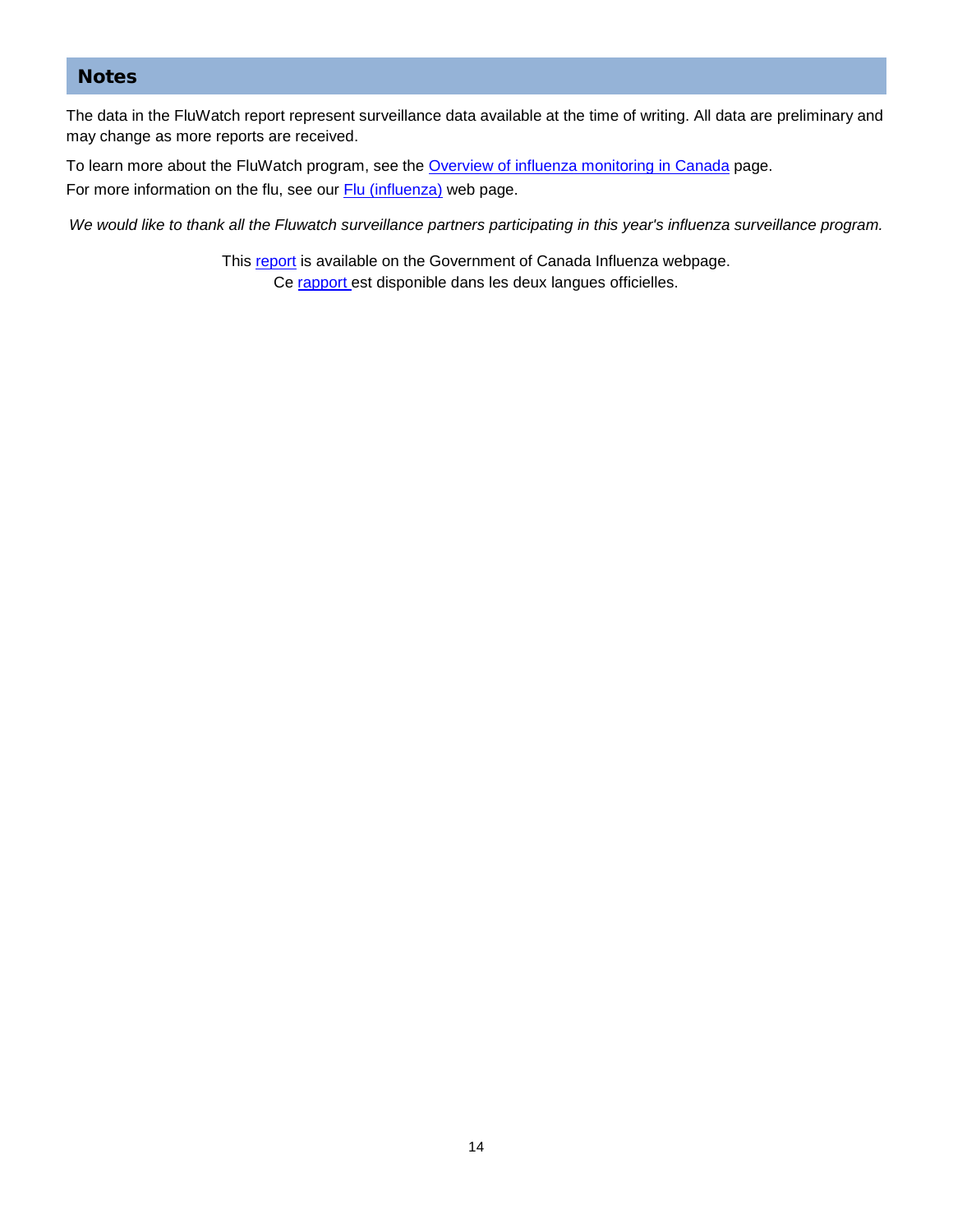## Notes

The data in the FluWatch report represent surveillance data available at the time of writing. All data are preliminary and may change as more reports are received.

To learn more about the FluWatch program, see the Overview of influenza monitoring in Canada page.
For more information on the flu, see our Flu (influenza) web page.

*We would like to thank all the Fluwatch surveillance partners participating in this year's influenza surveillance program.*

This report is available on the Government of Canada Influenza webpage.
Ce rapport est disponible dans les deux langues officielles.